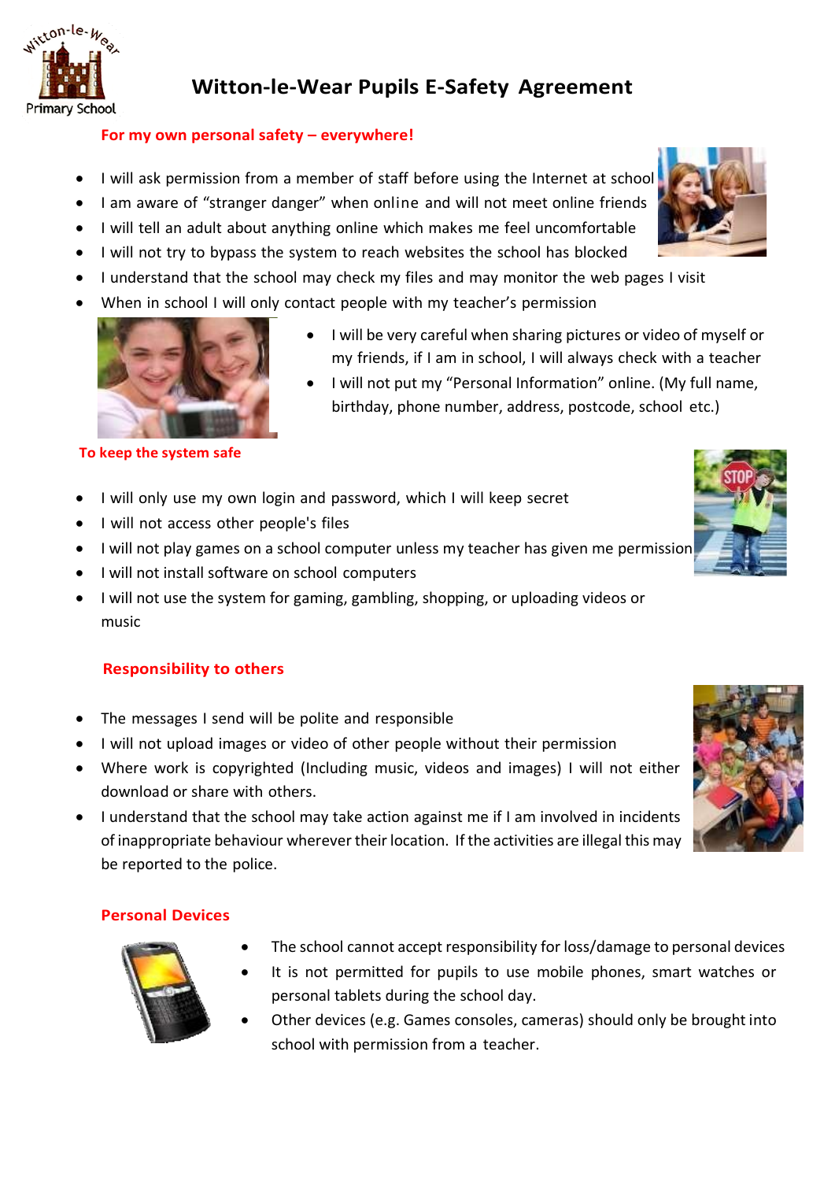# Witton-le-Wear Pupils E-Safety Agreement

## For my own personal safety – everywhere!

- I will ask permission from a member of staff before using the Internet at school
- I am aware of "stranger danger" when online and will not meet online friends
- I will tell an adult about anything online which makes me feel uncomfortable
- I will not try to bypass the system to reach websites the school has blocked
- I understand that the school may check my files and may monitor the web pages I visit
- When in school I will only contact people with my teacher's permission
- I will be very careful when sharing pictures or video of myself or my friends, if I am in school, I will always check with a teacher
- I will not put my "Personal Information" online. (My full name, birthday, phone number, address, postcode, school etc.)

## To keep the system safe

- I will only use my own login and password, which I will keep secret
- I will not access other people's files
- I will not play games on a school computer unless my teacher has given me permission
- I will not install software on school computers
- I will not use the system for gaming, gambling, shopping, or uploading videos or music

## Responsibility to others

- The messages I send will be polite and responsible
- I will not upload images or video of other people without their permission
- Where work is copyrighted (Including music, videos and images) I will not either download or share with others.
- I understand that the school may take action against me if I am involved in incidents of inappropriate behaviour wherever their location. If the activities are illegal this may be reported to the police.

## Personal Devices

- The school cannot accept responsibility for loss/damage to personal devices
- It is not permitted for pupils to use mobile phones, smart watches or personal tablets during the school day.
- Other devices (e.g. Games consoles, cameras) should only be brought into school with permission from a teacher.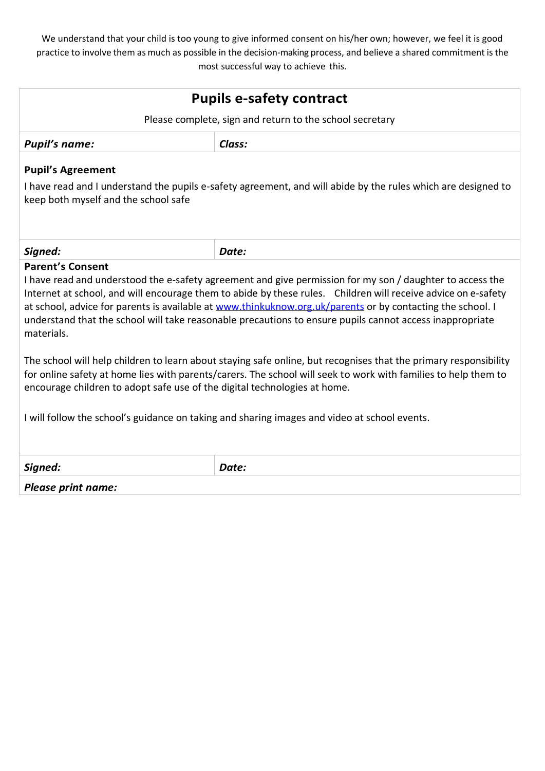We understand that your child is too young to give informed consent on his/her own; however, we feel it is good practice to involve them as much as possible in the decision-making process, and believe a shared commitment is the most successful way to achieve this.

## Pupils e-safety contract

Please complete, sign and return to the school secretary

| | |
|---|---|
| ***Pupil's name:*** | ***Class:*** |

**Pupil's Agreement**

I have read and I understand the pupils e-safety agreement, and will abide by the rules which are designed to keep both myself and the school safe

| | |
|---|---|
| ***Signed:*** | ***Date:*** |

**Parent's Consent**

I have read and understood the e-safety agreement and give permission for my son / daughter to access the Internet at school, and will encourage them to abide by these rules. Children will receive advice on e-safety at school, advice for parents is available at [www.thinkuknow.org.uk/parents](http://www.thinkuknow.org.uk/parents) or by contacting the school. I understand that the school will take reasonable precautions to ensure pupils cannot access inappropriate materials.

The school will help children to learn about staying safe online, but recognises that the primary responsibility for online safety at home lies with parents/carers. The school will seek to work with families to help them to encourage children to adopt safe use of the digital technologies at home.

I will follow the school's guidance on taking and sharing images and video at school events.

| | |
|---|---|
| ***Signed:*** | ***Date:*** |
| ***Please print name:*** | |